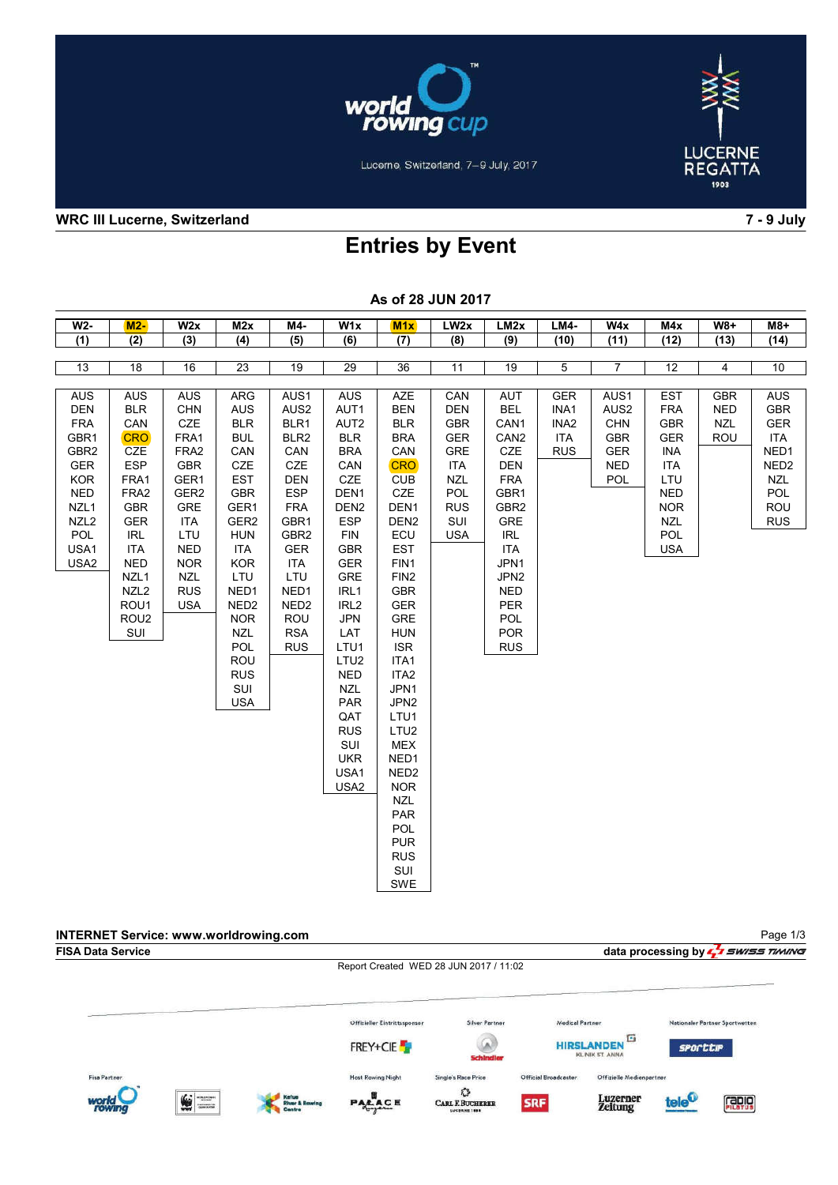world rowing cup

Lucerne, Switzerland, 7–9 July, 2017

LUCERNE REGATTA 1903

**WRC III Lucerne, Switzerland** **7 - 9 July**

# Entries by Event

**As of 28 JUN 2017**

| W2- | M2- | W2x | M2x | M4- | W1x | M1x | LW2x | LM2x | LM4- | W4x | M4x | W8+ | M8+ |
|---|---|---|---|---|---|---|---|---|---|---|---|---|---|
| (1) | (2) | (3) | (4) | (5) | (6) | (7) | (8) | (9) | (10) | (11) | (12) | (13) | (14) |
| 13 | 18 | 16 | 23 | 19 | 29 | 36 | 11 | 19 | 5 | 7 | 12 | 4 | 10 |
| AUS | AUS | AUS | ARG | AUS1 | AUS | AZE | CAN | AUT | GER | AUS1 | EST | GBR | AUS |
| DEN | BLR | CHN | AUS | AUS2 | AUT1 | BEN | DEN | BEL | INA1 | AUS2 | FRA | NED | GBR |
| FRA | CAN | CZE | BLR | BLR1 | AUT2 | BLR | GBR | CAN1 | INA2 | CHN | GBR | NZL | GER |
| GBR1 | CRO | FRA1 | BUL | BLR2 | BLR | BRA | GER | CAN2 | ITA | GBR | GER | ROU | ITA |
| GBR2 | CZE | FRA2 | CAN | CAN | BRA | CAN | GRE | CZE | RUS | GER | INA | | NED1 |
| GER | ESP | GBR | CZE | CZE | CAN | CRO | ITA | DEN | | NED | ITA | | NED2 |
| KOR | FRA1 | GER1 | EST | DEN | CZE | CUB | NZL | FRA | | POL | LTU | | NZL |
| NED | FRA2 | GER2 | GBR | ESP | DEN1 | CZE | POL | GBR1 | | | NED | | POL |
| NZL1 | GBR | GRE | GER1 | FRA | DEN2 | DEN1 | RUS | GBR2 | | | NOR | | ROU |
| NZL2 | GER | ITA | GER2 | GBR1 | ESP | DEN2 | SUI | GRE | | | NZL | | RUS |
| POL | IRL | LTU | HUN | GBR2 | FIN | ECU | USA | IRL | | | POL | | |
| USA1 | ITA | NED | ITA | GER | GBR | EST | | ITA | | | USA | | |
| USA2 | NED | NOR | KOR | ITA | GER | FIN1 | | JPN1 | | | | | |
| | NZL1 | NZL | LTU | LTU | GRE | FIN2 | | JPN2 | | | | | |
| | NZL2 | RUS | NED1 | NED1 | IRL1 | GBR | | NED | | | | | |
| | ROU1 | USA | NED2 | NED2 | IRL2 | GER | | PER | | | | | |
| | ROU2 | | NOR | ROU | JPN | GRE | | POL | | | | | |
| | SUI | | NZL | RSA | LAT | HUN | | POR | | | | | |
| | | | POL | RUS | LTU1 | ISR | | RUS | | | | | |
| | | | ROU | | LTU2 | ITA1 | | | | | | | |
| | | | RUS | | NED | ITA2 | | | | | | | |
| | | | SUI | | NZL | JPN1 | | | | | | | |
| | | | USA | | PAR | JPN2 | | | | | | | |
| | | | | | QAT | LTU1 | | | | | | | |
| | | | | | RUS | LTU2 | | | | | | | |
| | | | | | SUI | MEX | | | | | | | |
| | | | | | UKR | NED1 | | | | | | | |
| | | | | | USA1 | NED2 | | | | | | | |
| | | | | | USA2 | NOR | | | | | | | |
| | | | | | | NZL | | | | | | | |
| | | | | | | PAR | | | | | | | |
| | | | | | | POL | | | | | | | |
| | | | | | | PUR | | | | | | | |
| | | | | | | RUS | | | | | | | |
| | | | | | | SUI | | | | | | | |
| | | | | | | SWE | | | | | | | |

**INTERNET Service: www.worldrowing.com**

**FISA Data Service** **data processing by SWISS TIMING**

Report Created WED 28 JUN 2017 / 11:02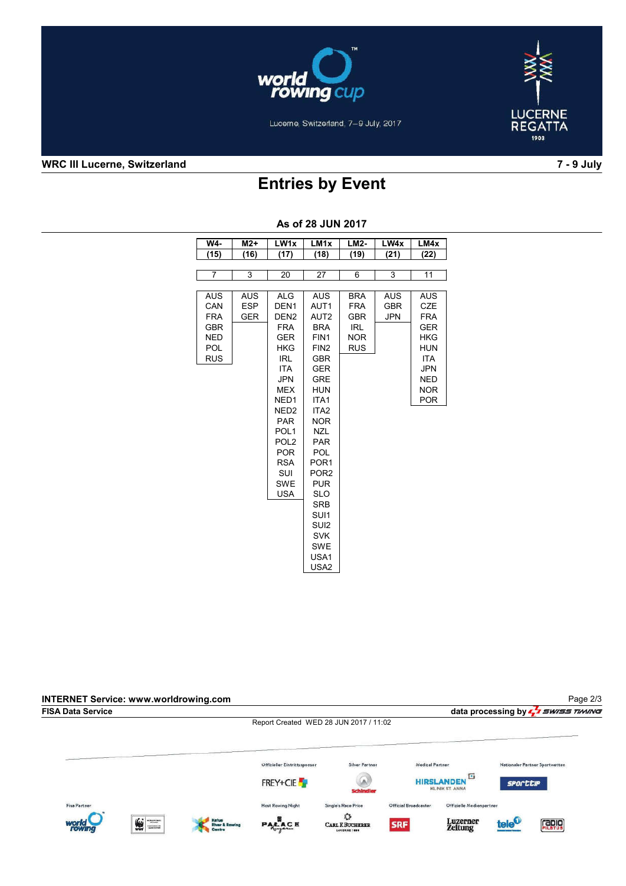## WRC III Lucerne, Switzerland — 7 - 9 July

# Entries by Event

**As of 28 JUN 2017**

| W4- (15) | M2+ (16) | LW1x (17) | LM1x (18) | LM2- (19) | LW4x (21) | LM4x (22) |
|---|---|---|---|---|---|---|
| 7 | 3 | 20 | 27 | 6 | 3 | 11 |
| AUS | AUS | ALG | AUS | BRA | AUS | AUS |
| CAN | ESP | DEN1 | AUT1 | FRA | GBR | CZE |
| FRA | GER | DEN2 | AUT2 | GBR | JPN | FRA |
| GBR | | FRA | BRA | IRL | | GER |
| NED | | GER | FIN1 | NOR | | HKG |
| POL | | HKG | FIN2 | RUS | | HUN |
| RUS | | IRL | GBR | | | ITA |
| | | ITA | GER | | | JPN |
| | | JPN | GRE | | | NED |
| | | MEX | HUN | | | NOR |
| | | NED1 | ITA1 | | | POR |
| | | NED2 | ITA2 | | | |
| | | PAR | NOR | | | |
| | | POL1 | NZL | | | |
| | | POL2 | PAR | | | |
| | | POR | POL | | | |
| | | RSA | POR1 | | | |
| | | SUI | POR2 | | | |
| | | SWE | PUR | | | |
| | | USA | SLO | | | |
| | | | SRB | | | |
| | | | SUI1 | | | |
| | | | SUI2 | | | |
| | | | SVK | | | |
| | | | SWE | | | |
| | | | USA1 | | | |
| | | | USA2 | | | |

INTERNET Service: www.worldrowing.com

FISA Data Service

data processing by SWISS TIMING

Report Created WED 28 JUN 2017 / 11:02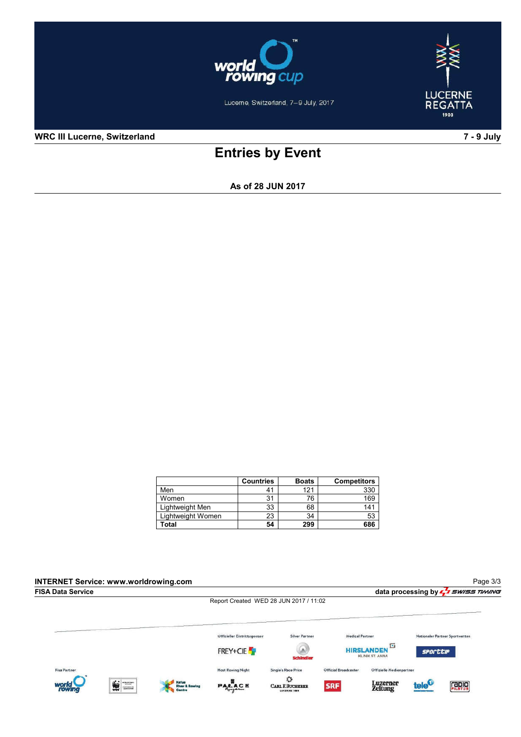**WRC III Lucerne, Switzerland** **7 - 9 July**

# Entries by Event

**As of 28 JUN 2017**

| | Countries | Boats | Competitors |
|---|---|---|---|
| Men | 41 | 121 | 330 |
| Women | 31 | 76 | 169 |
| Lightweight Men | 33 | 68 | 141 |
| Lightweight Women | 23 | 34 | 53 |
| **Total** | **54** | **299** | **686** |